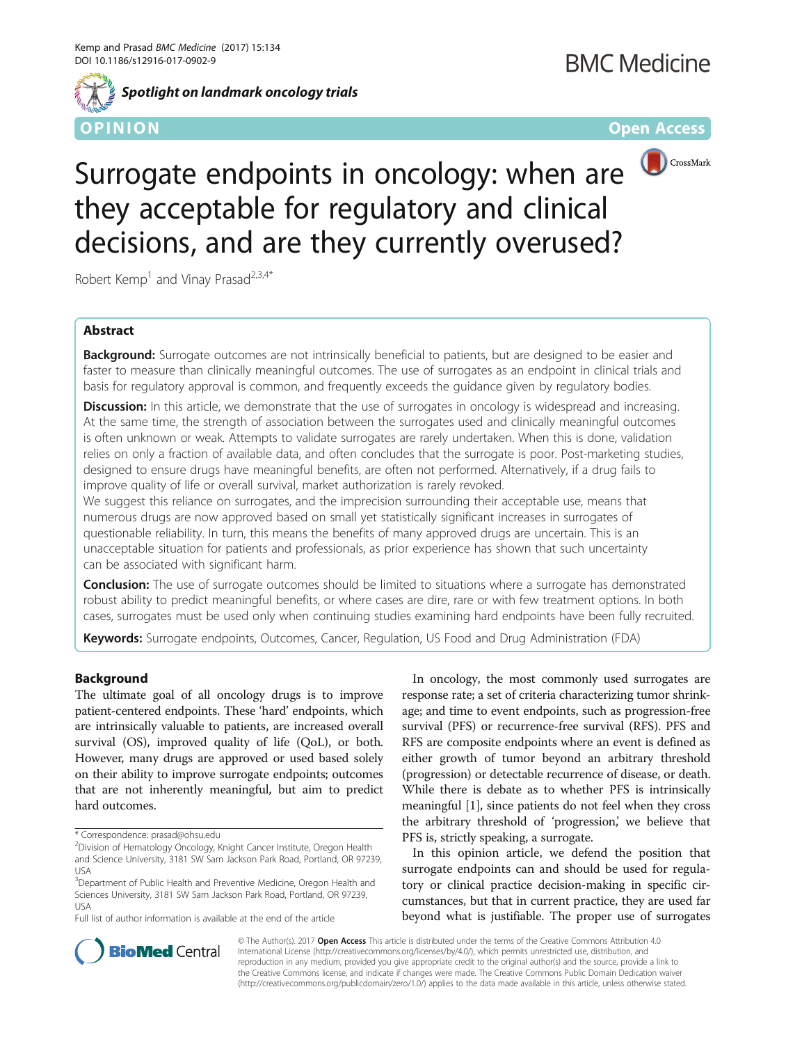Spotlight on landmark oncology trials

OPINION

Open Access

# Surrogate endpoints in oncology: when are they acceptable for regulatory and clinical decisions, and are they currently overused?

Robert Kemp[1] and Vinay Prasad[2,3,4*]

## Abstract

**Background:** Surrogate outcomes are not intrinsically beneficial to patients, but are designed to be easier and faster to measure than clinically meaningful outcomes. The use of surrogates as an endpoint in clinical trials and basis for regulatory approval is common, and frequently exceeds the guidance given by regulatory bodies.

**Discussion:** In this article, we demonstrate that the use of surrogates in oncology is widespread and increasing. At the same time, the strength of association between the surrogates used and clinically meaningful outcomes is often unknown or weak. Attempts to validate surrogates are rarely undertaken. When this is done, validation relies on only a fraction of available data, and often concludes that the surrogate is poor. Post-marketing studies, designed to ensure drugs have meaningful benefits, are often not performed. Alternatively, if a drug fails to improve quality of life or overall survival, market authorization is rarely revoked.

We suggest this reliance on surrogates, and the imprecision surrounding their acceptable use, means that numerous drugs are now approved based on small yet statistically significant increases in surrogates of questionable reliability. In turn, this means the benefits of many approved drugs are uncertain. This is an unacceptable situation for patients and professionals, as prior experience has shown that such uncertainty can be associated with significant harm.

**Conclusion:** The use of surrogate outcomes should be limited to situations where a surrogate has demonstrated robust ability to predict meaningful benefits, or where cases are dire, rare or with few treatment options. In both cases, surrogates must be used only when continuing studies examining hard endpoints have been fully recruited.

**Keywords:** Surrogate endpoints, Outcomes, Cancer, Regulation, US Food and Drug Administration (FDA)

## Background

The ultimate goal of all oncology drugs is to improve patient-centered endpoints. These 'hard' endpoints, which are intrinsically valuable to patients, are increased overall survival (OS), improved quality of life (QoL), or both. However, many drugs are approved or used based solely on their ability to improve surrogate endpoints; outcomes that are not inherently meaningful, but aim to predict hard outcomes.

In oncology, the most commonly used surrogates are response rate; a set of criteria characterizing tumor shrinkage; and time to event endpoints, such as progression-free survival (PFS) or recurrence-free survival (RFS). PFS and RFS are composite endpoints where an event is defined as either growth of tumor beyond an arbitrary threshold (progression) or detectable recurrence of disease, or death. While there is debate as to whether PFS is intrinsically meaningful [1], since patients do not feel when they cross the arbitrary threshold of 'progression,' we believe that PFS is, strictly speaking, a surrogate.

In this opinion article, we defend the position that surrogate endpoints can and should be used for regulatory or clinical practice decision-making in specific circumstances, but that in current practice, they are used far beyond what is justifiable. The proper use of surrogates

\* Correspondence: prasad@ohsu.edu

[2]Division of Hematology Oncology, Knight Cancer Institute, Oregon Health and Science University, 3181 SW Sam Jackson Park Road, Portland, OR 97239, USA

[3]Department of Public Health and Preventive Medicine, Oregon Health and Sciences University, 3181 SW Sam Jackson Park Road, Portland, OR 97239, USA

Full list of author information is available at the end of the article

© The Author(s). 2017 **Open Access** This article is distributed under the terms of the Creative Commons Attribution 4.0 International License (http://creativecommons.org/licenses/by/4.0/), which permits unrestricted use, distribution, and reproduction in any medium, provided you give appropriate credit to the original author(s) and the source, provide a link to the Creative Commons license, and indicate if changes were made. The Creative Commons Public Domain Dedication waiver (http://creativecommons.org/publicdomain/zero/1.0/) applies to the data made available in this article, unless otherwise stated.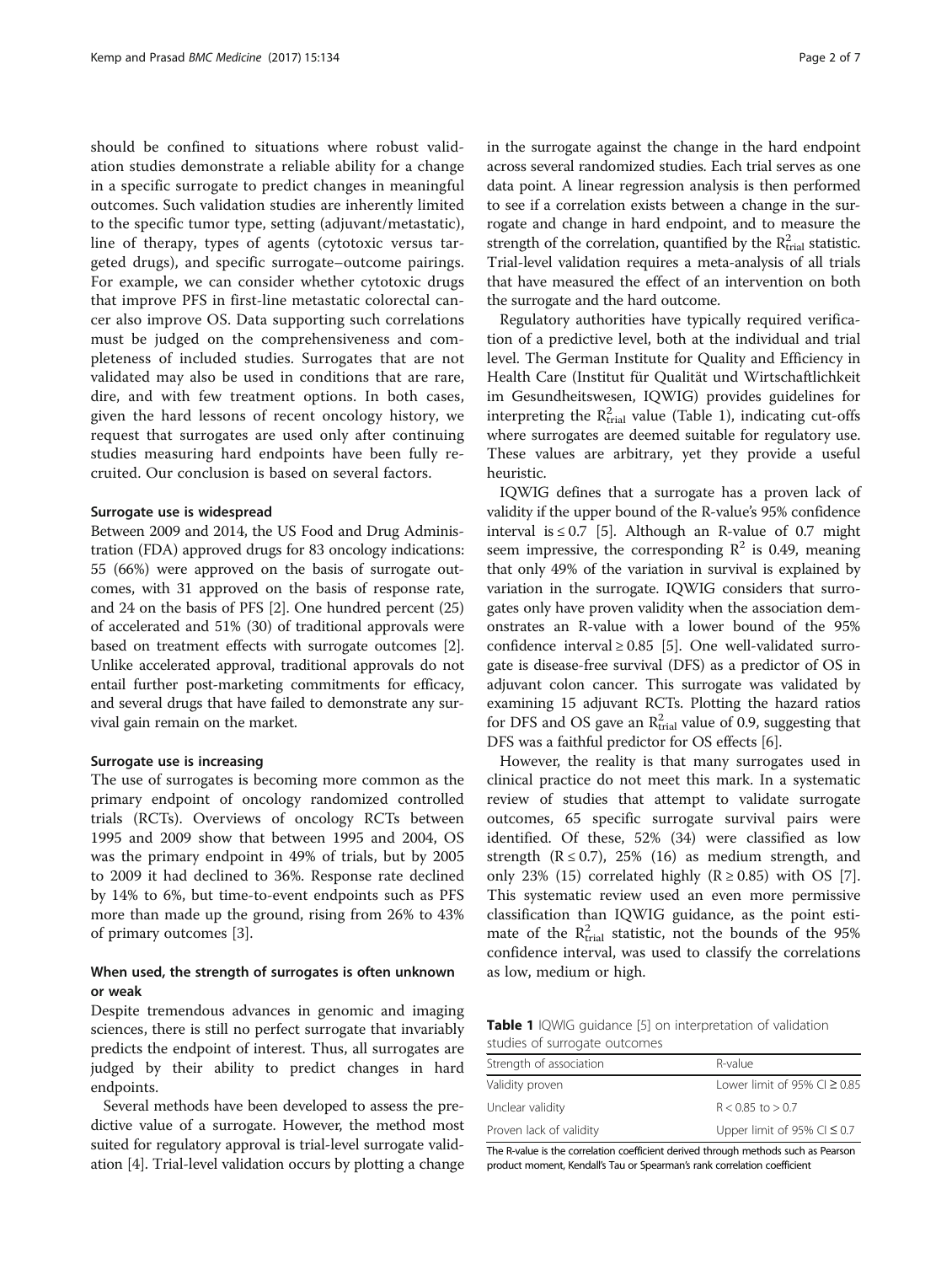should be confined to situations where robust validation studies demonstrate a reliable ability for a change in a specific surrogate to predict changes in meaningful outcomes. Such validation studies are inherently limited to the specific tumor type, setting (adjuvant/metastatic), line of therapy, types of agents (cytotoxic versus targeted drugs), and specific surrogate–outcome pairings. For example, we can consider whether cytotoxic drugs that improve PFS in first-line metastatic colorectal cancer also improve OS. Data supporting such correlations must be judged on the comprehensiveness and completeness of included studies. Surrogates that are not validated may also be used in conditions that are rare, dire, and with few treatment options. In both cases, given the hard lessons of recent oncology history, we request that surrogates are used only after continuing studies measuring hard endpoints have been fully recruited. Our conclusion is based on several factors.

### Surrogate use is widespread

Between 2009 and 2014, the US Food and Drug Administration (FDA) approved drugs for 83 oncology indications: 55 (66%) were approved on the basis of surrogate outcomes, with 31 approved on the basis of response rate, and 24 on the basis of PFS [2]. One hundred percent (25) of accelerated and 51% (30) of traditional approvals were based on treatment effects with surrogate outcomes [2]. Unlike accelerated approval, traditional approvals do not entail further post-marketing commitments for efficacy, and several drugs that have failed to demonstrate any survival gain remain on the market.

### Surrogate use is increasing

The use of surrogates is becoming more common as the primary endpoint of oncology randomized controlled trials (RCTs). Overviews of oncology RCTs between 1995 and 2009 show that between 1995 and 2004, OS was the primary endpoint in 49% of trials, but by 2005 to 2009 it had declined to 36%. Response rate declined by 14% to 6%, but time-to-event endpoints such as PFS more than made up the ground, rising from 26% to 43% of primary outcomes [3].

### When used, the strength of surrogates is often unknown or weak

Despite tremendous advances in genomic and imaging sciences, there is still no perfect surrogate that invariably predicts the endpoint of interest. Thus, all surrogates are judged by their ability to predict changes in hard endpoints.

Several methods have been developed to assess the predictive value of a surrogate. However, the method most suited for regulatory approval is trial-level surrogate validation [4]. Trial-level validation occurs by plotting a change in the surrogate against the change in the hard endpoint across several randomized studies. Each trial serves as one data point. A linear regression analysis is then performed to see if a correlation exists between a change in the surrogate and change in hard endpoint, and to measure the strength of the correlation, quantified by the $R^2_{trial}$ statistic. Trial-level validation requires a meta-analysis of all trials that have measured the effect of an intervention on both the surrogate and the hard outcome.

Regulatory authorities have typically required verification of a predictive level, both at the individual and trial level. The German Institute for Quality and Efficiency in Health Care (Institut für Qualität und Wirtschaftlichkeit im Gesundheitswesen, IQWIG) provides guidelines for interpreting the $R^2_{trial}$ value (Table 1), indicating cut-offs where surrogates are deemed suitable for regulatory use. These values are arbitrary, yet they provide a useful heuristic.

IQWIG defines that a surrogate has a proven lack of validity if the upper bound of the R-value's 95% confidence interval is ≤ 0.7 [5]. Although an R-value of 0.7 might seem impressive, the corresponding $R^2$ is 0.49, meaning that only 49% of the variation in survival is explained by variation in the surrogate. IQWIG considers that surrogates only have proven validity when the association demonstrates an R-value with a lower bound of the 95% confidence interval ≥ 0.85 [5]. One well-validated surrogate is disease-free survival (DFS) as a predictor of OS in adjuvant colon cancer. This surrogate was validated by examining 15 adjuvant RCTs. Plotting the hazard ratios for DFS and OS gave an $R^2_{trial}$ value of 0.9, suggesting that DFS was a faithful predictor for OS effects [6].

However, the reality is that many surrogates used in clinical practice do not meet this mark. In a systematic review of studies that attempt to validate surrogate outcomes, 65 specific surrogate survival pairs were identified. Of these, 52% (34) were classified as low strength (R ≤ 0.7), 25% (16) as medium strength, and only 23% (15) correlated highly (R ≥ 0.85) with OS [7]. This systematic review used an even more permissive classification than IQWIG guidance, as the point estimate of the $R^2_{trial}$ statistic, not the bounds of the 95% confidence interval, was used to classify the correlations as low, medium or high.

**Table 1** IQWIG guidance [5] on interpretation of validation studies of surrogate outcomes

| Strength of association | R-value |
|---|---|
| Validity proven | Lower limit of 95% CI ≥ 0.85 |
| Unclear validity | R < 0.85 to > 0.7 |
| Proven lack of validity | Upper limit of 95% CI ≤ 0.7 |

The R-value is the correlation coefficient derived through methods such as Pearson product moment, Kendall's Tau or Spearman's rank correlation coefficient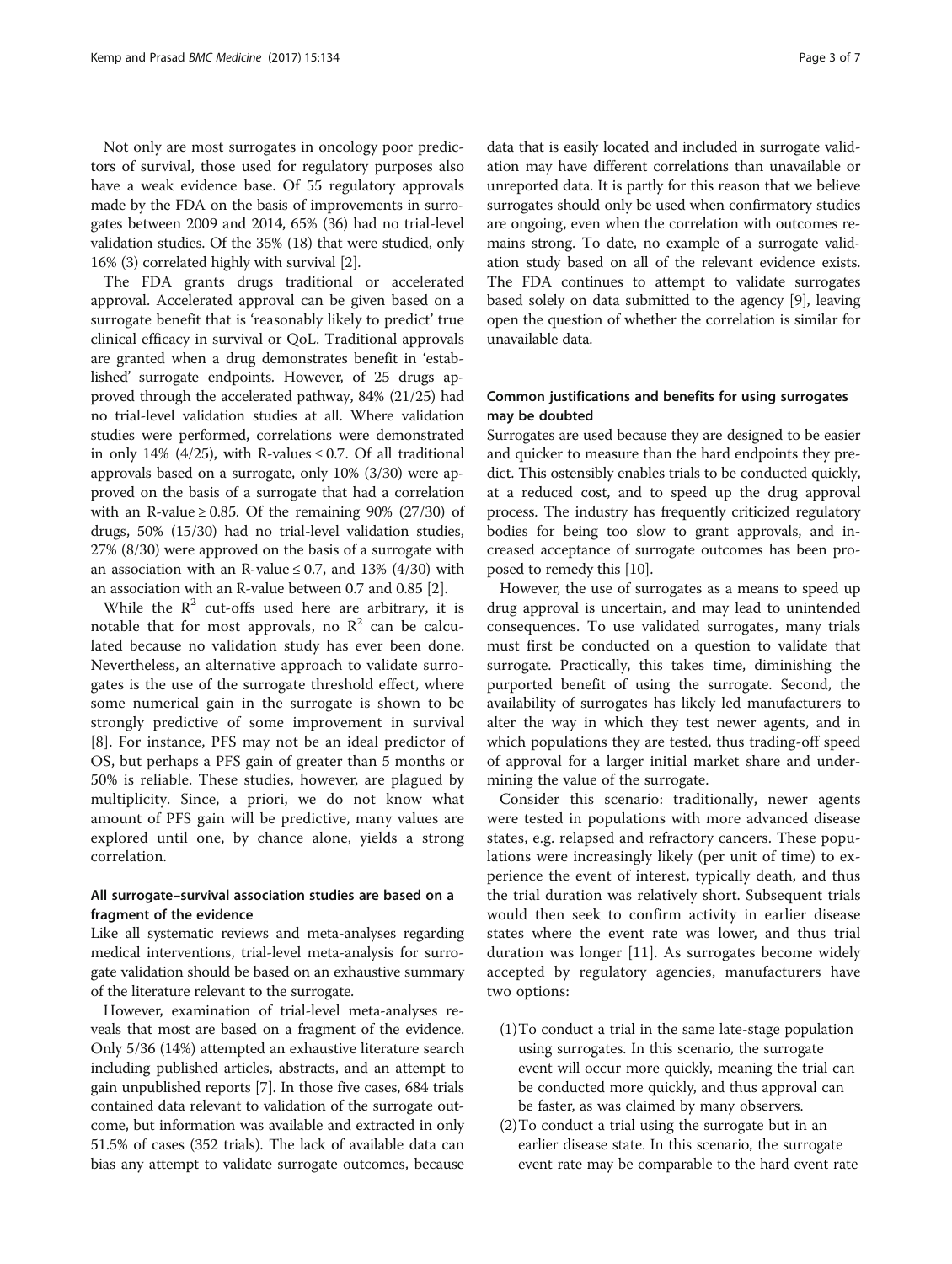Not only are most surrogates in oncology poor predictors of survival, those used for regulatory purposes also have a weak evidence base. Of 55 regulatory approvals made by the FDA on the basis of improvements in surrogates between 2009 and 2014, 65% (36) had no trial-level validation studies. Of the 35% (18) that were studied, only 16% (3) correlated highly with survival [2].

The FDA grants drugs traditional or accelerated approval. Accelerated approval can be given based on a surrogate benefit that is 'reasonably likely to predict' true clinical efficacy in survival or QoL. Traditional approvals are granted when a drug demonstrates benefit in 'established' surrogate endpoints. However, of 25 drugs approved through the accelerated pathway, 84% (21/25) had no trial-level validation studies at all. Where validation studies were performed, correlations were demonstrated in only 14% (4/25), with R-values ≤ 0.7. Of all traditional approvals based on a surrogate, only 10% (3/30) were approved on the basis of a surrogate that had a correlation with an R-value ≥ 0.85. Of the remaining 90% (27/30) of drugs, 50% (15/30) had no trial-level validation studies, 27% (8/30) were approved on the basis of a surrogate with an association with an R-value ≤ 0.7, and 13% (4/30) with an association with an R-value between 0.7 and 0.85 [2].

While the $R^2$ cut-offs used here are arbitrary, it is notable that for most approvals, no $R^2$ can be calculated because no validation study has ever been done. Nevertheless, an alternative approach to validate surrogates is the use of the surrogate threshold effect, where some numerical gain in the surrogate is shown to be strongly predictive of some improvement in survival [8]. For instance, PFS may not be an ideal predictor of OS, but perhaps a PFS gain of greater than 5 months or 50% is reliable. These studies, however, are plagued by multiplicity. Since, a priori, we do not know what amount of PFS gain will be predictive, many values are explored until one, by chance alone, yields a strong correlation.

## All surrogate–survival association studies are based on a fragment of the evidence

Like all systematic reviews and meta-analyses regarding medical interventions, trial-level meta-analysis for surrogate validation should be based on an exhaustive summary of the literature relevant to the surrogate.

However, examination of trial-level meta-analyses reveals that most are based on a fragment of the evidence. Only 5/36 (14%) attempted an exhaustive literature search including published articles, abstracts, and an attempt to gain unpublished reports [7]. In those five cases, 684 trials contained data relevant to validation of the surrogate outcome, but information was available and extracted in only 51.5% of cases (352 trials). The lack of available data can bias any attempt to validate surrogate outcomes, because data that is easily located and included in surrogate validation may have different correlations than unavailable or unreported data. It is partly for this reason that we believe surrogates should only be used when confirmatory studies are ongoing, even when the correlation with outcomes remains strong. To date, no example of a surrogate validation study based on all of the relevant evidence exists. The FDA continues to attempt to validate surrogates based solely on data submitted to the agency [9], leaving open the question of whether the correlation is similar for unavailable data.

## Common justifications and benefits for using surrogates may be doubted

Surrogates are used because they are designed to be easier and quicker to measure than the hard endpoints they predict. This ostensibly enables trials to be conducted quickly, at a reduced cost, and to speed up the drug approval process. The industry has frequently criticized regulatory bodies for being too slow to grant approvals, and increased acceptance of surrogate outcomes has been proposed to remedy this [10].

However, the use of surrogates as a means to speed up drug approval is uncertain, and may lead to unintended consequences. To use validated surrogates, many trials must first be conducted on a question to validate that surrogate. Practically, this takes time, diminishing the purported benefit of using the surrogate. Second, the availability of surrogates has likely led manufacturers to alter the way in which they test newer agents, and in which populations they are tested, thus trading-off speed of approval for a larger initial market share and undermining the value of the surrogate.

Consider this scenario: traditionally, newer agents were tested in populations with more advanced disease states, e.g. relapsed and refractory cancers. These populations were increasingly likely (per unit of time) to experience the event of interest, typically death, and thus the trial duration was relatively short. Subsequent trials would then seek to confirm activity in earlier disease states where the event rate was lower, and thus trial duration was longer [11]. As surrogates become widely accepted by regulatory agencies, manufacturers have two options:

(1) To conduct a trial in the same late-stage population using surrogates. In this scenario, the surrogate event will occur more quickly, meaning the trial can be conducted more quickly, and thus approval can be faster, as was claimed by many observers.

(2) To conduct a trial using the surrogate but in an earlier disease state. In this scenario, the surrogate event rate may be comparable to the hard event rate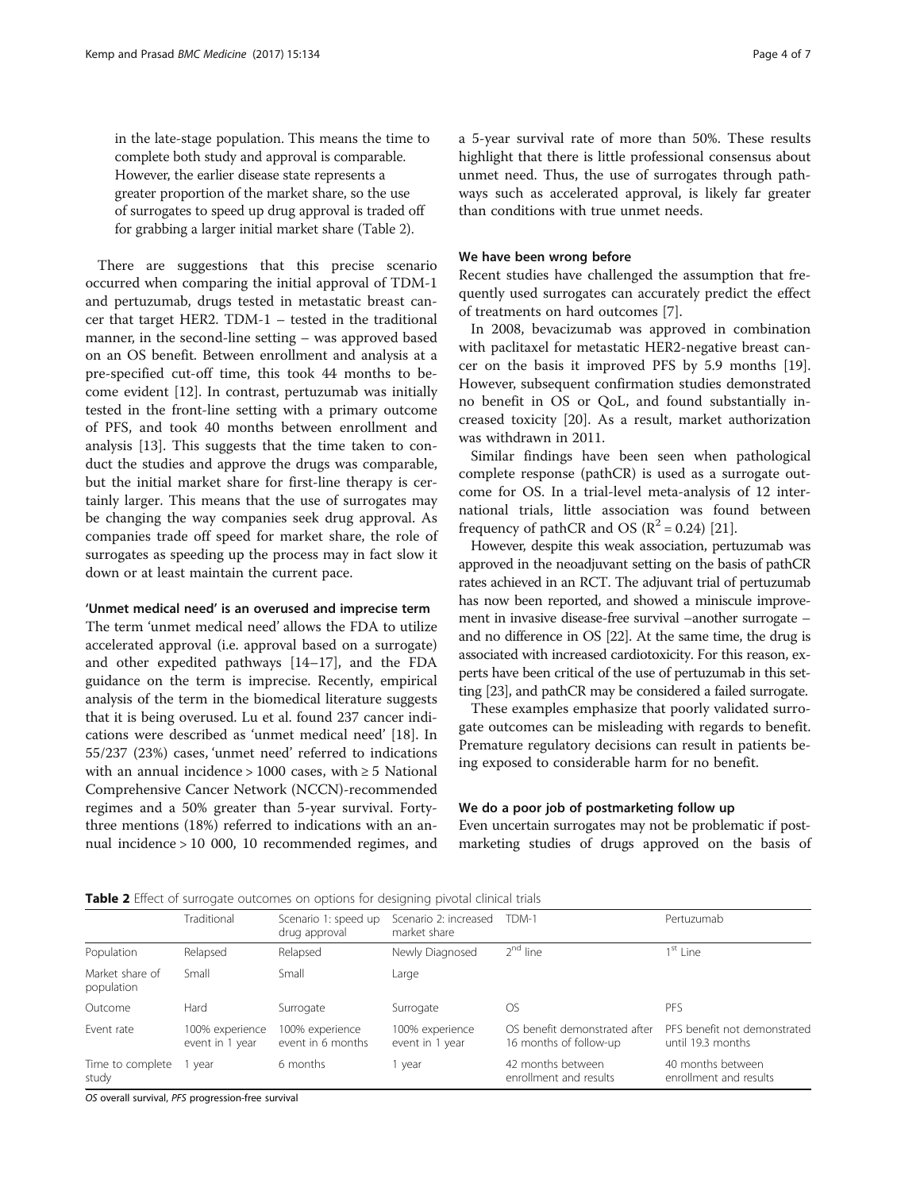in the late-stage population. This means the time to complete both study and approval is comparable. However, the earlier disease state represents a greater proportion of the market share, so the use of surrogates to speed up drug approval is traded off for grabbing a larger initial market share (Table 2).

There are suggestions that this precise scenario occurred when comparing the initial approval of TDM-1 and pertuzumab, drugs tested in metastatic breast cancer that target HER2. TDM-1 – tested in the traditional manner, in the second-line setting – was approved based on an OS benefit. Between enrollment and analysis at a pre-specified cut-off time, this took 44 months to become evident [12]. In contrast, pertuzumab was initially tested in the front-line setting with a primary outcome of PFS, and took 40 months between enrollment and analysis [13]. This suggests that the time taken to conduct the studies and approve the drugs was comparable, but the initial market share for first-line therapy is certainly larger. This means that the use of surrogates may be changing the way companies seek drug approval. As companies trade off speed for market share, the role of surrogates as speeding up the process may in fact slow it down or at least maintain the current pace.

### 'Unmet medical need' is an overused and imprecise term

The term 'unmet medical need' allows the FDA to utilize accelerated approval (i.e. approval based on a surrogate) and other expedited pathways [14–17], and the FDA guidance on the term is imprecise. Recently, empirical analysis of the term in the biomedical literature suggests that it is being overused. Lu et al. found 237 cancer indications were described as 'unmet medical need' [18]. In 55/237 (23%) cases, 'unmet need' referred to indications with an annual incidence > 1000 cases, with ≥ 5 National Comprehensive Cancer Network (NCCN)-recommended regimes and a 50% greater than 5-year survival. Forty-three mentions (18%) referred to indications with an annual incidence > 10 000, 10 recommended regimes, and a 5-year survival rate of more than 50%. These results highlight that there is little professional consensus about unmet need. Thus, the use of surrogates through pathways such as accelerated approval, is likely far greater than conditions with true unmet needs.

### We have been wrong before

Recent studies have challenged the assumption that frequently used surrogates can accurately predict the effect of treatments on hard outcomes [7].

In 2008, bevacizumab was approved in combination with paclitaxel for metastatic HER2-negative breast cancer on the basis it improved PFS by 5.9 months [19]. However, subsequent confirmation studies demonstrated no benefit in OS or QoL, and found substantially increased toxicity [20]. As a result, market authorization was withdrawn in 2011.

Similar findings have been seen when pathological complete response (pathCR) is used as a surrogate outcome for OS. In a trial-level meta-analysis of 12 international trials, little association was found between frequency of pathCR and OS ($R^2 = 0.24$) [21].

However, despite this weak association, pertuzumab was approved in the neoadjuvant setting on the basis of pathCR rates achieved in an RCT. The adjuvant trial of pertuzumab has now been reported, and showed a miniscule improvement in invasive disease-free survival –another surrogate – and no difference in OS [22]. At the same time, the drug is associated with increased cardiotoxicity. For this reason, experts have been critical of the use of pertuzumab in this setting [23], and pathCR may be considered a failed surrogate.

These examples emphasize that poorly validated surrogate outcomes can be misleading with regards to benefit. Premature regulatory decisions can result in patients being exposed to considerable harm for no benefit.

### We do a poor job of postmarketing follow up

Even uncertain surrogates may not be problematic if postmarketing studies of drugs approved on the basis of

**Table 2** Effect of surrogate outcomes on options for designing pivotal clinical trials

| | Traditional | Scenario 1: speed up drug approval | Scenario 2: increased market share | TDM-1 | Pertuzumab |
|---|---|---|---|---|---|
| Population | Relapsed | Relapsed | Newly Diagnosed | 2nd line | 1st Line |
| Market share of population | Small | Small | Large | | |
| Outcome | Hard | Surrogate | Surrogate | OS | PFS |
| Event rate | 100% experience event in 1 year | 100% experience event in 6 months | 100% experience event in 1 year | OS benefit demonstrated after 16 months of follow-up | PFS benefit not demonstrated until 19.3 months |
| Time to complete study | 1 year | 6 months | 1 year | 42 months between enrollment and results | 40 months between enrollment and results |

*OS* overall survival, *PFS* progression-free survival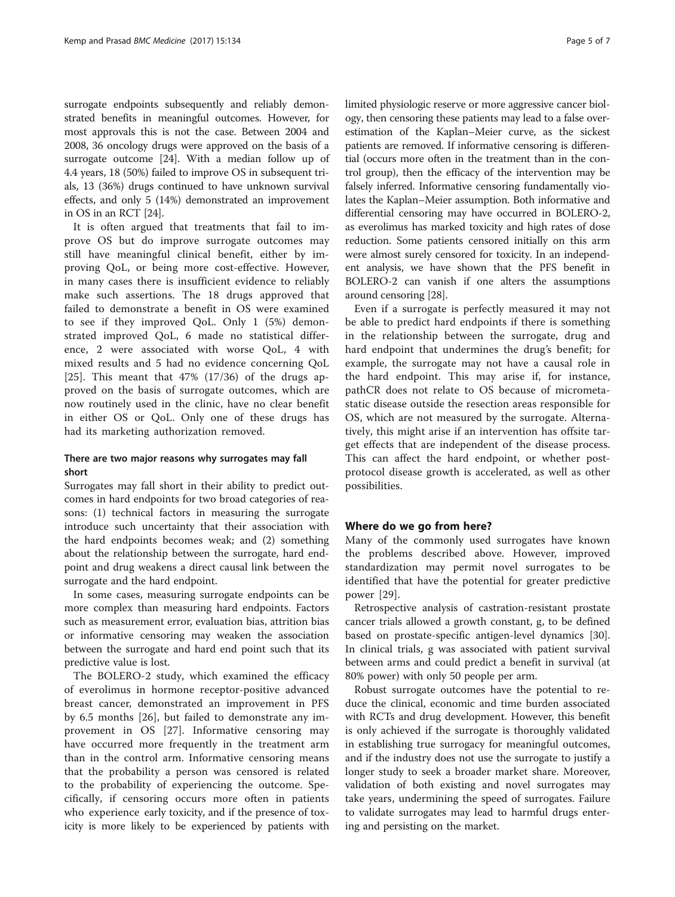surrogate endpoints subsequently and reliably demonstrated benefits in meaningful outcomes. However, for most approvals this is not the case. Between 2004 and 2008, 36 oncology drugs were approved on the basis of a surrogate outcome [24]. With a median follow up of 4.4 years, 18 (50%) failed to improve OS in subsequent trials, 13 (36%) drugs continued to have unknown survival effects, and only 5 (14%) demonstrated an improvement in OS in an RCT [24].

It is often argued that treatments that fail to improve OS but do improve surrogate outcomes may still have meaningful clinical benefit, either by improving QoL, or being more cost-effective. However, in many cases there is insufficient evidence to reliably make such assertions. The 18 drugs approved that failed to demonstrate a benefit in OS were examined to see if they improved QoL. Only 1 (5%) demonstrated improved QoL, 6 made no statistical difference, 2 were associated with worse QoL, 4 with mixed results and 5 had no evidence concerning QoL [25]. This meant that 47% (17/36) of the drugs approved on the basis of surrogate outcomes, which are now routinely used in the clinic, have no clear benefit in either OS or QoL. Only one of these drugs has had its marketing authorization removed.

### There are two major reasons why surrogates may fall short

Surrogates may fall short in their ability to predict outcomes in hard endpoints for two broad categories of reasons: (1) technical factors in measuring the surrogate introduce such uncertainty that their association with the hard endpoints becomes weak; and (2) something about the relationship between the surrogate, hard endpoint and drug weakens a direct causal link between the surrogate and the hard endpoint.

In some cases, measuring surrogate endpoints can be more complex than measuring hard endpoints. Factors such as measurement error, evaluation bias, attrition bias or informative censoring may weaken the association between the surrogate and hard end point such that its predictive value is lost.

The BOLERO-2 study, which examined the efficacy of everolimus in hormone receptor-positive advanced breast cancer, demonstrated an improvement in PFS by 6.5 months [26], but failed to demonstrate any improvement in OS [27]. Informative censoring may have occurred more frequently in the treatment arm than in the control arm. Informative censoring means that the probability a person was censored is related to the probability of experiencing the outcome. Specifically, if censoring occurs more often in patients who experience early toxicity, and if the presence of toxicity is more likely to be experienced by patients with limited physiologic reserve or more aggressive cancer biology, then censoring these patients may lead to a false overestimation of the Kaplan–Meier curve, as the sickest patients are removed. If informative censoring is differential (occurs more often in the treatment than in the control group), then the efficacy of the intervention may be falsely inferred. Informative censoring fundamentally violates the Kaplan–Meier assumption. Both informative and differential censoring may have occurred in BOLERO-2, as everolimus has marked toxicity and high rates of dose reduction. Some patients censored initially on this arm were almost surely censored for toxicity. In an independent analysis, we have shown that the PFS benefit in BOLERO-2 can vanish if one alters the assumptions around censoring [28].

Even if a surrogate is perfectly measured it may not be able to predict hard endpoints if there is something in the relationship between the surrogate, drug and hard endpoint that undermines the drug's benefit; for example, the surrogate may not have a causal role in the hard endpoint. This may arise if, for instance, pathCR does not relate to OS because of micrometastatic disease outside the resection areas responsible for OS, which are not measured by the surrogate. Alternatively, this might arise if an intervention has offsite target effects that are independent of the disease process. This can affect the hard endpoint, or whether post-protocol disease growth is accelerated, as well as other possibilities.

## Where do we go from here?

Many of the commonly used surrogates have known the problems described above. However, improved standardization may permit novel surrogates to be identified that have the potential for greater predictive power [29].

Retrospective analysis of castration-resistant prostate cancer trials allowed a growth constant, g, to be defined based on prostate-specific antigen-level dynamics [30]. In clinical trials, g was associated with patient survival between arms and could predict a benefit in survival (at 80% power) with only 50 people per arm.

Robust surrogate outcomes have the potential to reduce the clinical, economic and time burden associated with RCTs and drug development. However, this benefit is only achieved if the surrogate is thoroughly validated in establishing true surrogacy for meaningful outcomes, and if the industry does not use the surrogate to justify a longer study to seek a broader market share. Moreover, validation of both existing and novel surrogates may take years, undermining the speed of surrogates. Failure to validate surrogates may lead to harmful drugs entering and persisting on the market.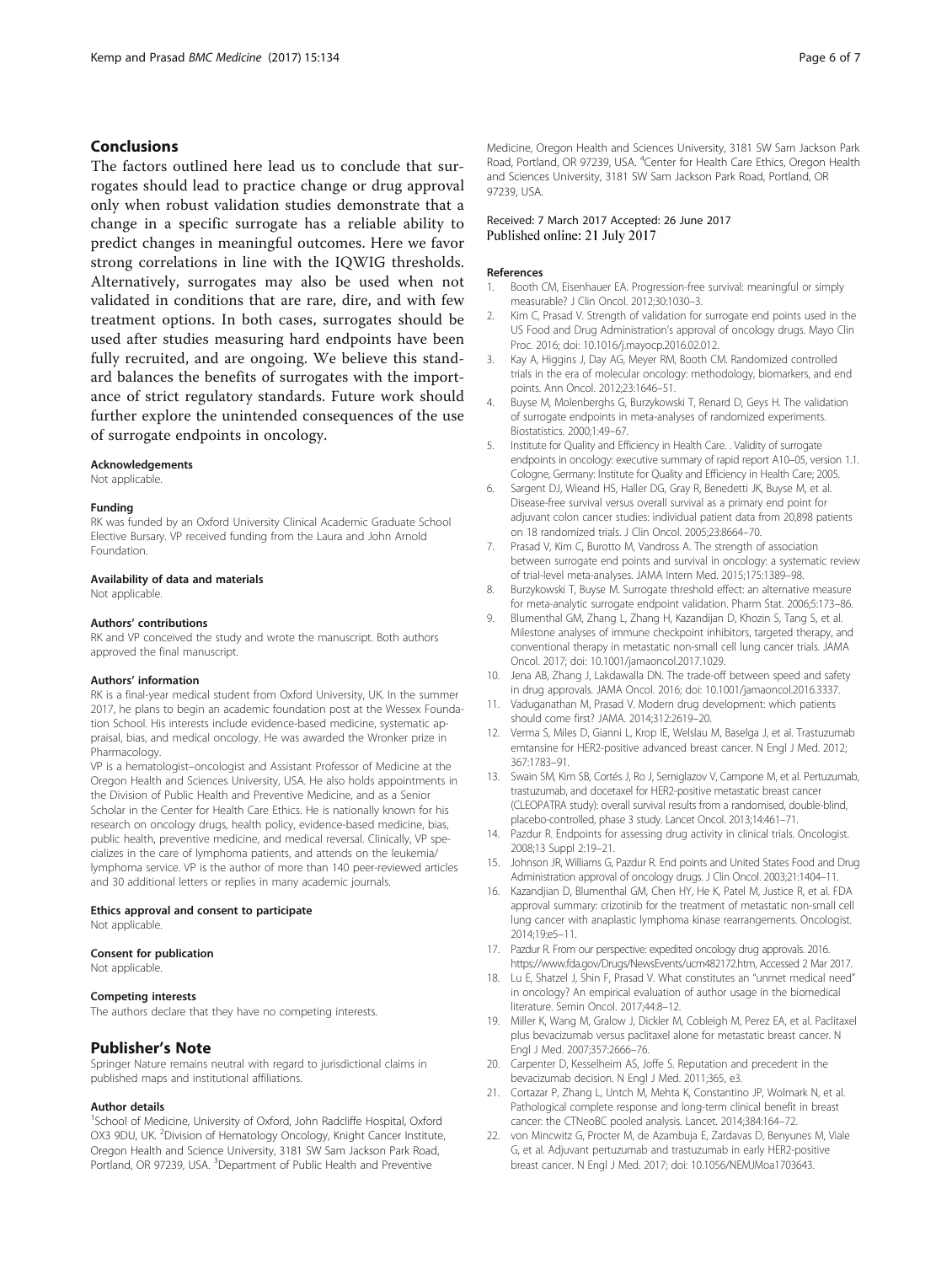## Conclusions

The factors outlined here lead us to conclude that surrogates should lead to practice change or drug approval only when robust validation studies demonstrate that a change in a specific surrogate has a reliable ability to predict changes in meaningful outcomes. Here we favor strong correlations in line with the IQWIG thresholds. Alternatively, surrogates may also be used when not validated in conditions that are rare, dire, and with few treatment options. In both cases, surrogates should be used after studies measuring hard endpoints have been fully recruited, and are ongoing. We believe this standard balances the benefits of surrogates with the importance of strict regulatory standards. Future work should further explore the unintended consequences of the use of surrogate endpoints in oncology.

#### Acknowledgements

Not applicable.

#### Funding

RK was funded by an Oxford University Clinical Academic Graduate School Elective Bursary. VP received funding from the Laura and John Arnold Foundation.

#### Availability of data and materials

Not applicable.

#### Authors' contributions

RK and VP conceived the study and wrote the manuscript. Both authors approved the final manuscript.

#### Authors' information

RK is a final-year medical student from Oxford University, UK. In the summer 2017, he plans to begin an academic foundation post at the Wessex Foundation School. His interests include evidence-based medicine, systematic appraisal, bias, and medical oncology. He was awarded the Wronker prize in Pharmacology.

VP is a hematologist–oncologist and Assistant Professor of Medicine at the Oregon Health and Sciences University, USA. He also holds appointments in the Division of Public Health and Preventive Medicine, and as a Senior Scholar in the Center for Health Care Ethics. He is nationally known for his research on oncology drugs, health policy, evidence-based medicine, bias, public health, preventive medicine, and medical reversal. Clinically, VP specializes in the care of lymphoma patients, and attends on the leukemia/lymphoma service. VP is the author of more than 140 peer-reviewed articles and 30 additional letters or replies in many academic journals.

#### Ethics approval and consent to participate

Not applicable.

#### Consent for publication

Not applicable.

#### Competing interests

The authors declare that they have no competing interests.

## Publisher's Note

Springer Nature remains neutral with regard to jurisdictional claims in published maps and institutional affiliations.

#### Author details

[1]School of Medicine, University of Oxford, John Radcliffe Hospital, Oxford OX3 9DU, UK. [2]Division of Hematology Oncology, Knight Cancer Institute, Oregon Health and Science University, 3181 SW Sam Jackson Park Road, Portland, OR 97239, USA. [3]Department of Public Health and Preventive Medicine, Oregon Health and Sciences University, 3181 SW Sam Jackson Park Road, Portland, OR 97239, USA. [4]Center for Health Care Ethics, Oregon Health and Sciences University, 3181 SW Sam Jackson Park Road, Portland, OR 97239, USA.

Received: 7 March 2017 Accepted: 26 June 2017
Published online: 21 July 2017

#### References

1. Booth CM, Eisenhauer EA. Progression-free survival: meaningful or simply measurable? J Clin Oncol. 2012;30:1030–3.
2. Kim C, Prasad V. Strength of validation for surrogate end points used in the US Food and Drug Administration's approval of oncology drugs. Mayo Clin Proc. 2016; doi: 10.1016/j.mayocp.2016.02.012.
3. Kay A, Higgins J, Day AG, Meyer RM, Booth CM. Randomized controlled trials in the era of molecular oncology: methodology, biomarkers, and end points. Ann Oncol. 2012;23:1646–51.
4. Buyse M, Molenberghs G, Burzykowski T, Renard D, Geys H. The validation of surrogate endpoints in meta-analyses of randomized experiments. Biostatistics. 2000;1:49–67.
5. Institute for Quality and Efficiency in Health Care. . Validity of surrogate endpoints in oncology: executive summary of rapid report A10–05, version 1.1. Cologne, Germany: Institute for Quality and Efficiency in Health Care; 2005.
6. Sargent DJ, Wieand HS, Haller DG, Gray R, Benedetti JK, Buyse M, et al. Disease-free survival versus overall survival as a primary end point for adjuvant colon cancer studies: individual patient data from 20,898 patients on 18 randomized trials. J Clin Oncol. 2005;23:8664–70.
7. Prasad V, Kim C, Burotto M, Vandross A. The strength of association between surrogate end points and survival in oncology: a systematic review of trial-level meta-analyses. JAMA Intern Med. 2015;175:1389–98.
8. Burzykowski T, Buyse M. Surrogate threshold effect: an alternative measure for meta-analytic surrogate endpoint validation. Pharm Stat. 2006;5:173–86.
9. Blumenthal GM, Zhang L, Zhang H, Kazandijan D, Khozin S, Tang S, et al. Milestone analyses of immune checkpoint inhibitors, targeted therapy, and conventional therapy in metastatic non-small cell lung cancer trials. JAMA Oncol. 2017; doi: 10.1001/jamaoncol.2017.1029.
10. Jena AB, Zhang J, Lakdawalla DN. The trade-off between speed and safety in drug approvals. JAMA Oncol. 2016; doi: 10.1001/jamaoncol.2016.3337.
11. Vaduganathan M, Prasad V. Modern drug development: which patients should come first? JAMA. 2014;312:2619–20.
12. Verma S, Miles D, Gianni L, Krop IE, Welslau M, Baselga J, et al. Trastuzumab emtansine for HER2-positive advanced breast cancer. N Engl J Med. 2012; 367:1783–91.
13. Swain SM, Kim SB, Cortés J, Ro J, Semiglazov V, Campone M, et al. Pertuzumab, trastuzumab, and docetaxel for HER2-positive metastatic breast cancer (CLEOPATRA study): overall survival results from a randomised, double-blind, placebo-controlled, phase 3 study. Lancet Oncol. 2013;14:461–71.
14. Pazdur R. Endpoints for assessing drug activity in clinical trials. Oncologist. 2008;13 Suppl 2:19–21.
15. Johnson JR, Williams G, Pazdur R. End points and United States Food and Drug Administration approval of oncology drugs. J Clin Oncol. 2003;21:1404–11.
16. Kazandjian D, Blumenthal GM, Chen HY, He K, Patel M, Justice R, et al. FDA approval summary: crizotinib for the treatment of metastatic non-small cell lung cancer with anaplastic lymphoma kinase rearrangements. Oncologist. 2014;19:e5–11.
17. Pazdur R. From our perspective: expedited oncology drug approvals. 2016. https://www.fda.gov/Drugs/NewsEvents/ucm482172.htm, Accessed 2 Mar 2017.
18. Lu E, Shatzel J, Shin F, Prasad V. What constitutes an "unmet medical need" in oncology? An empirical evaluation of author usage in the biomedical literature. Semin Oncol. 2017;44:8–12.
19. Miller K, Wang M, Gralow J, Dickler M, Cobleigh M, Perez EA, et al. Paclitaxel plus bevacizumab versus paclitaxel alone for metastatic breast cancer. N Engl J Med. 2007;357:2666–76.
20. Carpenter D, Kesselheim AS, Joffe S. Reputation and precedent in the bevacizumab decision. N Engl J Med. 2011;365, e3.
21. Cortazar P, Zhang L, Untch M, Mehta K, Costantino JP, Wolmark N, et al. Pathological complete response and long-term clinical benefit in breast cancer: the CTNeoBC pooled analysis. Lancet. 2014;384:164–72.
22. von Mincwitz G, Procter M, de Azambuja E, Zardavas D, Benyunes M, Viale G, et al. Adjuvant pertuzumab and trastuzumab in early HER2-positive breast cancer. N Engl J Med. 2017; doi: 10.1056/NEJMoa1703643.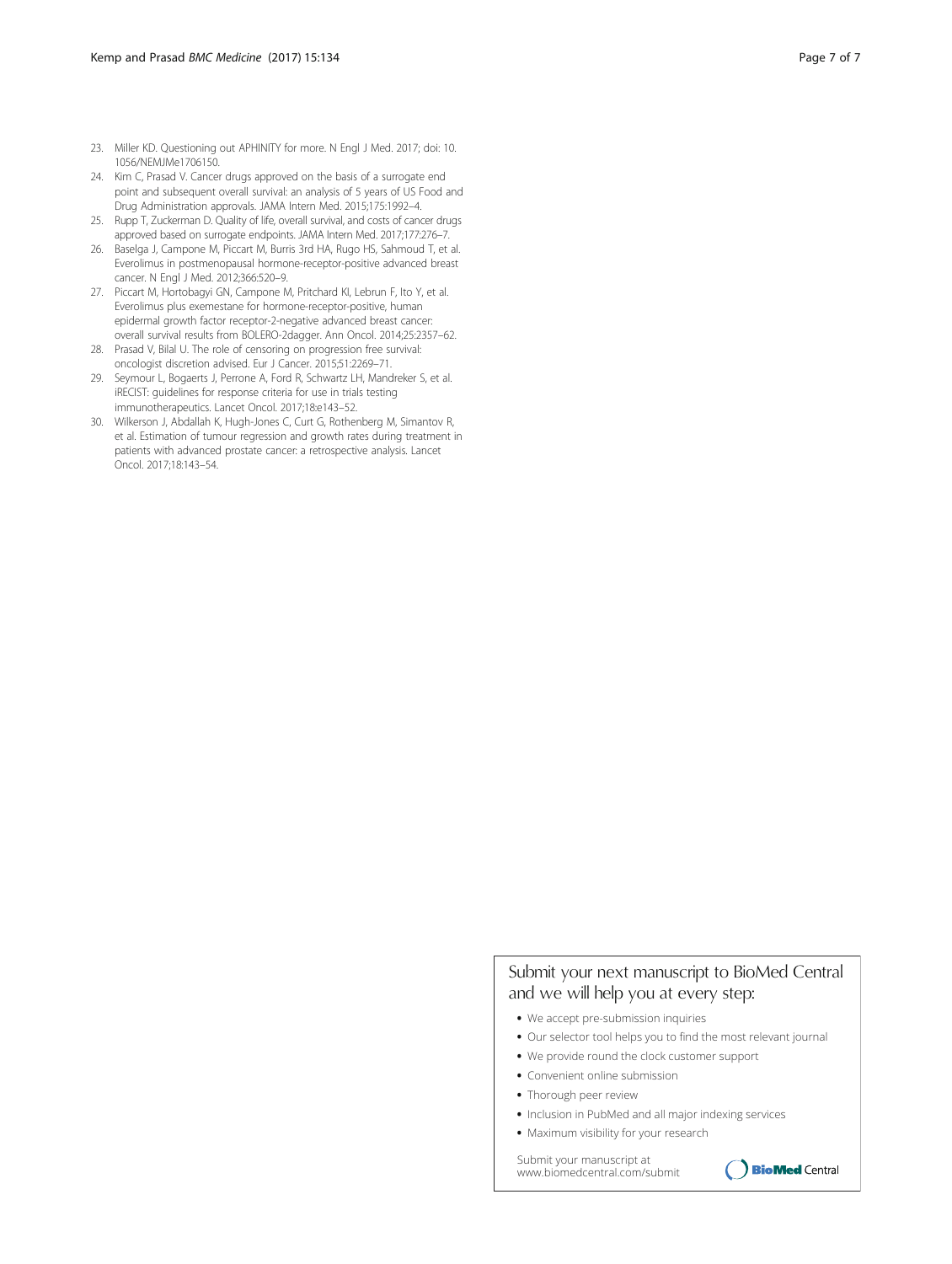23. Miller KD. Questioning out APHINITY for more. N Engl J Med. 2017; doi: 10. 1056/NEMJMe1706150.
24. Kim C, Prasad V. Cancer drugs approved on the basis of a surrogate end point and subsequent overall survival: an analysis of 5 years of US Food and Drug Administration approvals. JAMA Intern Med. 2015;175:1992–4.
25. Rupp T, Zuckerman D. Quality of life, overall survival, and costs of cancer drugs approved based on surrogate endpoints. JAMA Intern Med. 2017;177:276–7.
26. Baselga J, Campone M, Piccart M, Burris 3rd HA, Rugo HS, Sahmoud T, et al. Everolimus in postmenopausal hormone-receptor-positive advanced breast cancer. N Engl J Med. 2012;366:520–9.
27. Piccart M, Hortobagyi GN, Campone M, Pritchard KI, Lebrun F, Ito Y, et al. Everolimus plus exemestane for hormone-receptor-positive, human epidermal growth factor receptor-2-negative advanced breast cancer: overall survival results from BOLERO-2dagger. Ann Oncol. 2014;25:2357–62.
28. Prasad V, Bilal U. The role of censoring on progression free survival: oncologist discretion advised. Eur J Cancer. 2015;51:2269–71.
29. Seymour L, Bogaerts J, Perrone A, Ford R, Schwartz LH, Mandreker S, et al. iRECIST: guidelines for response criteria for use in trials testing immunotherapeutics. Lancet Oncol. 2017;18:e143–52.
30. Wilkerson J, Abdallah K, Hugh-Jones C, Curt G, Rothenberg M, Simantov R, et al. Estimation of tumour regression and growth rates during treatment in patients with advanced prostate cancer: a retrospective analysis. Lancet Oncol. 2017;18:143–54.

Submit your next manuscript to BioMed Central and we will help you at every step:

- We accept pre-submission inquiries
- Our selector tool helps you to find the most relevant journal
- We provide round the clock customer support
- Convenient online submission
- Thorough peer review
- Inclusion in PubMed and all major indexing services
- Maximum visibility for your research

Submit your manuscript at
www.biomedcentral.com/submit

BioMed Central